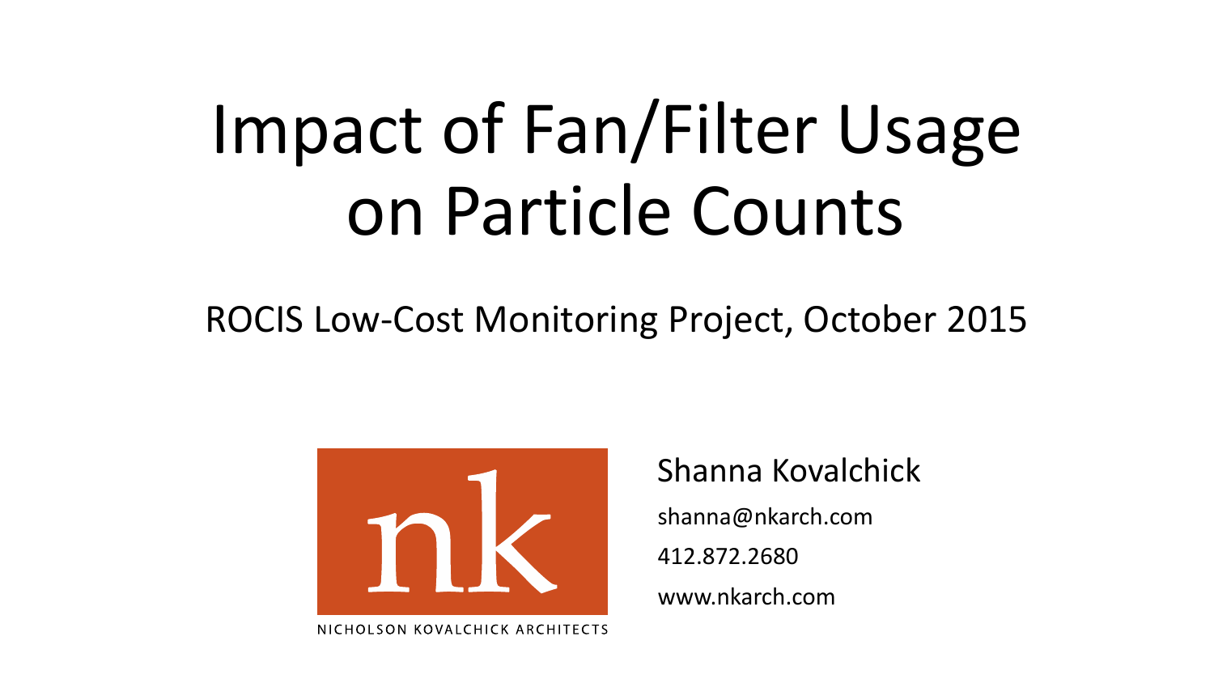# Impact of Fan/Filter Usage on Particle Counts

ROCIS Low-Cost Monitoring Project, October 2015

nk

NICHOLSON KOVALCHICK ARCHITECTS

Shanna Kovalchick

shanna@nkarch.com

412.872.2680

www.nkarch.com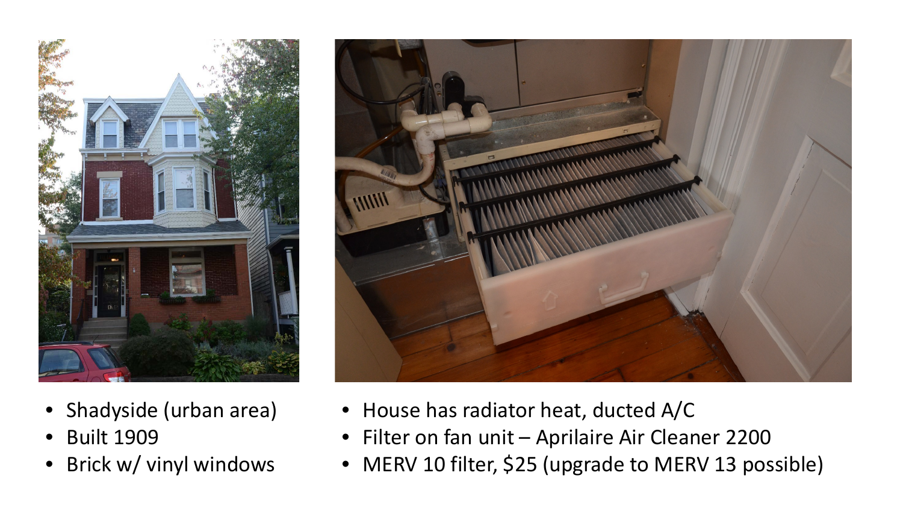- Shadyside (urban area)
- Built 1909
- Brick w/ vinyl windows

- House has radiator heat, ducted A/C
- Filter on fan unit – Aprilaire Air Cleaner 2200
- MERV 10 filter, $25 (upgrade to MERV 13 possible)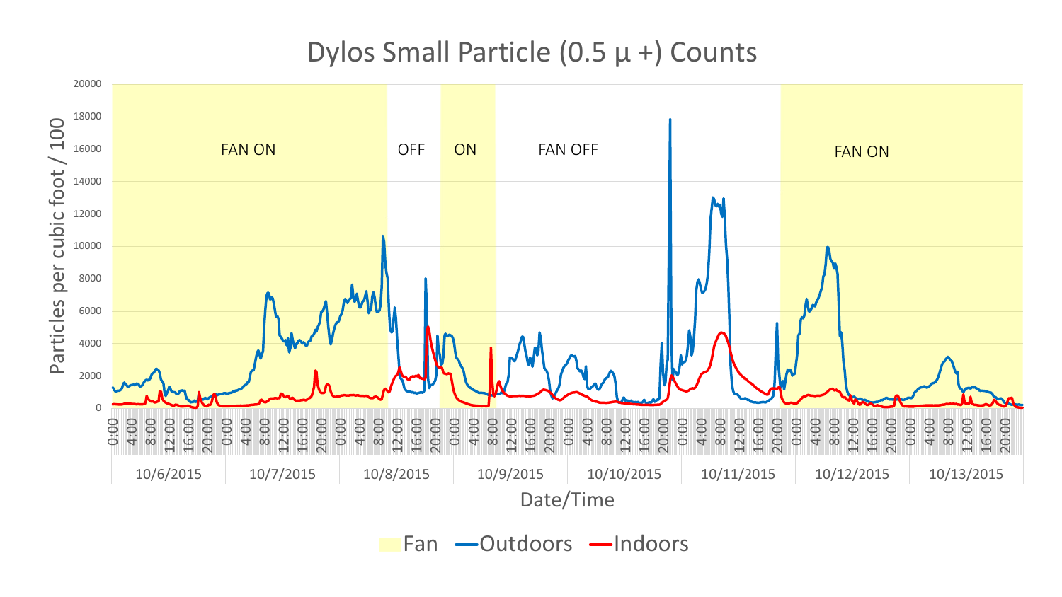# Dylos Small Particle (0.5 µ +) Counts

Particles per cubic foot / 100

FAN ON | OFF | ON | FAN OFF | FAN ON

Date/Time

10/6/2015 | 10/7/2015 | 10/8/2015 | 10/9/2015 | 10/10/2015 | 10/11/2015 | 10/12/2015 | 10/13/2015

Fan | Outdoors | Indoors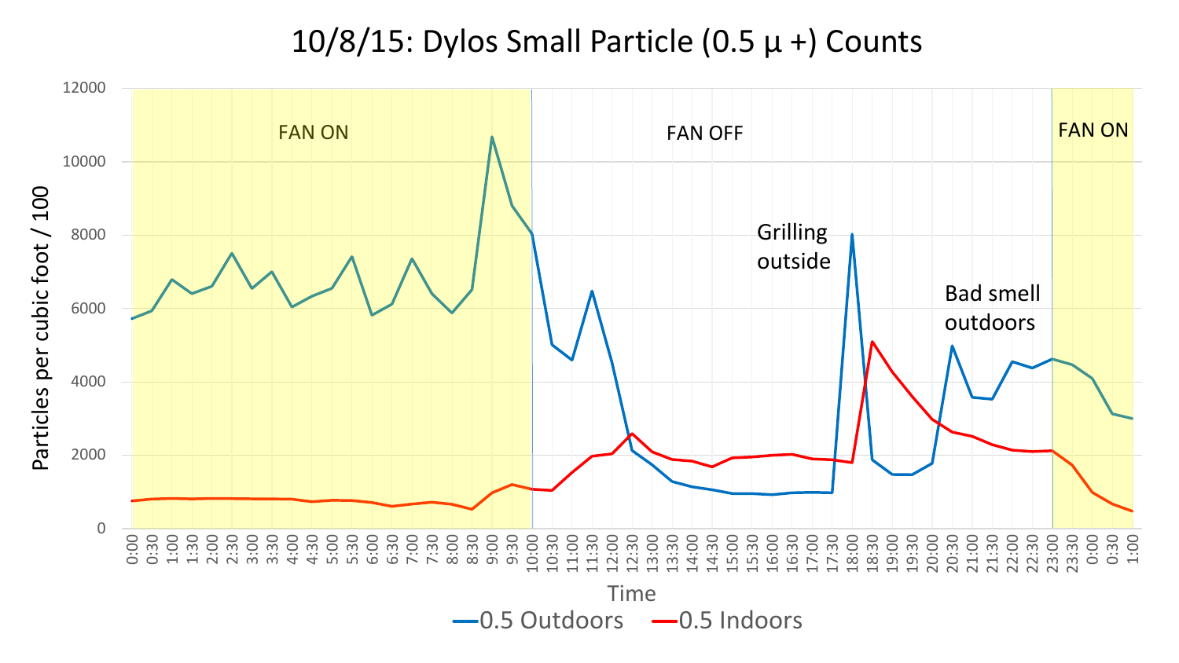# 10/8/15: Dylos Small Particle (0.5 μ +) Counts

Particles per cubic foot / 100

FAN ON

FAN OFF

Grilling outside

Bad smell outdoors

FAN ON

Time

0.5 Outdoors — 0.5 Indoors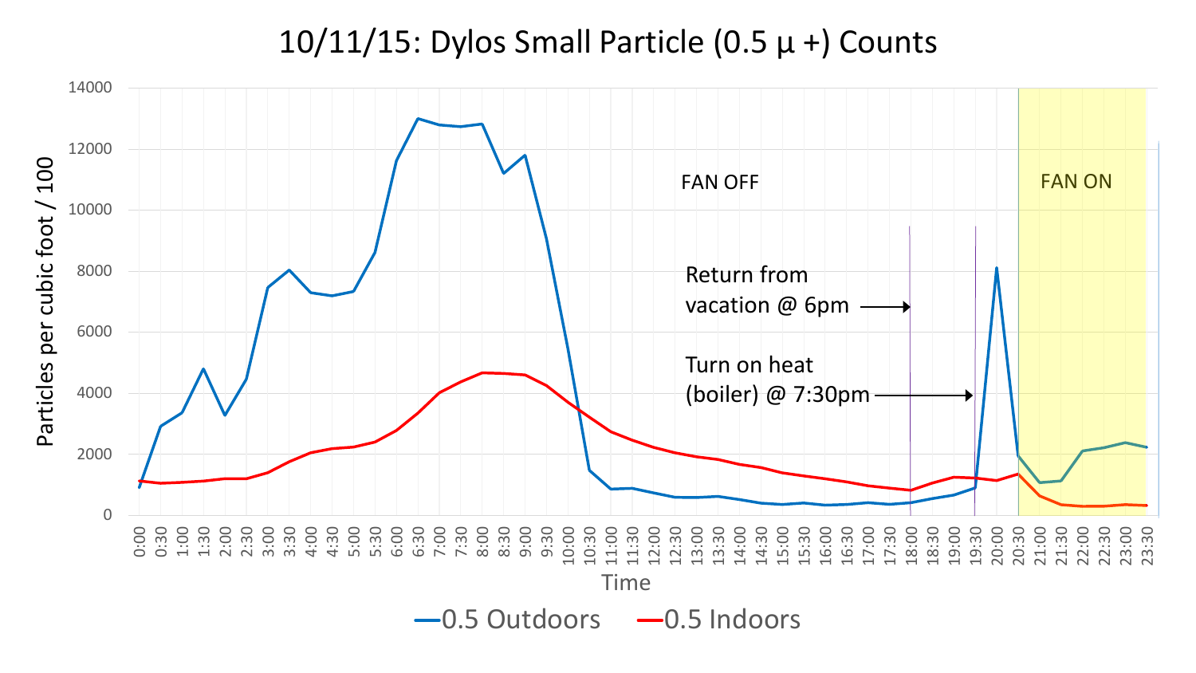# 10/11/15: Dylos Small Particle (0.5 µ +) Counts

FAN OFF

FAN ON

Return from vacation @ 6pm

Turn on heat (boiler) @ 7:30pm

Particles per cubic foot / 100

Time

0.5 Outdoors — 0.5 Indoors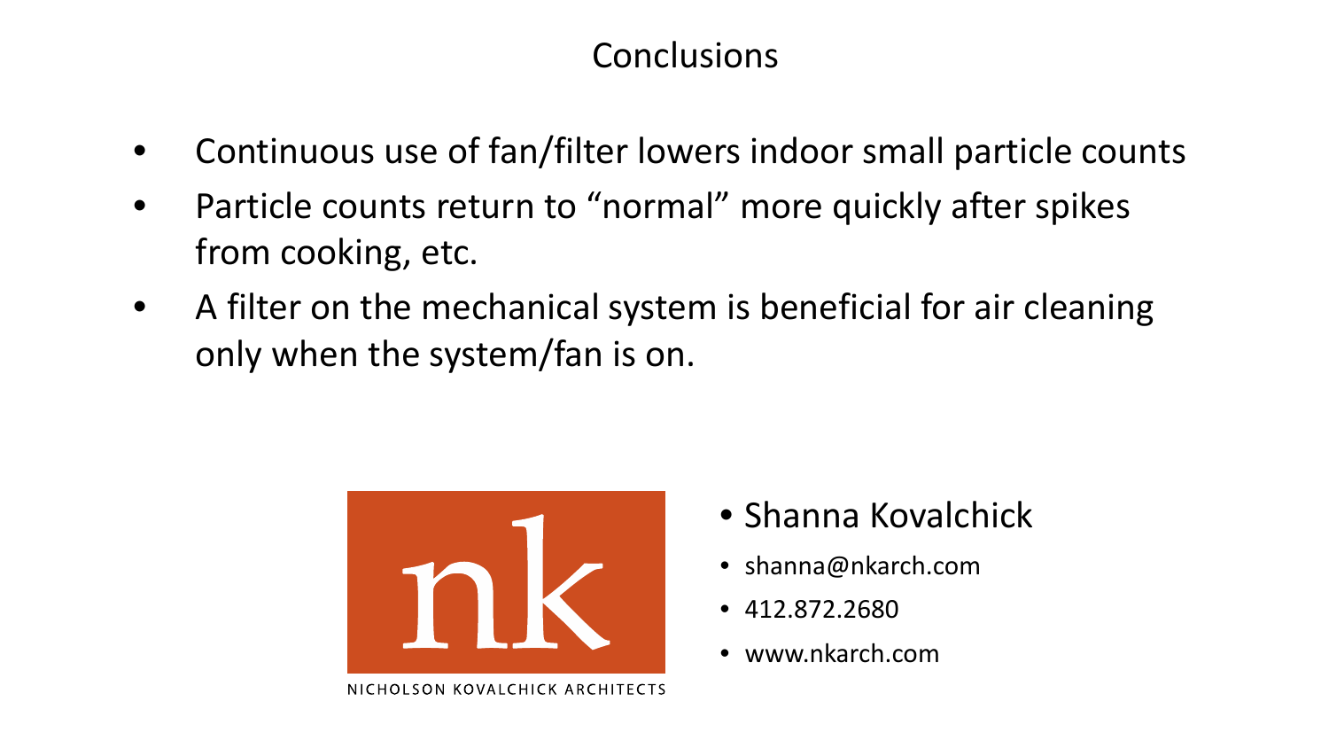# Conclusions

- Continuous use of fan/filter lowers indoor small particle counts
- Particle counts return to "normal" more quickly after spikes from cooking, etc.
- A filter on the mechanical system is beneficial for air cleaning only when the system/fan is on.

nk

NICHOLSON KOVALCHICK ARCHITECTS

- Shanna Kovalchick
  - shanna@nkarch.com
  - 412.872.2680
  - www.nkarch.com